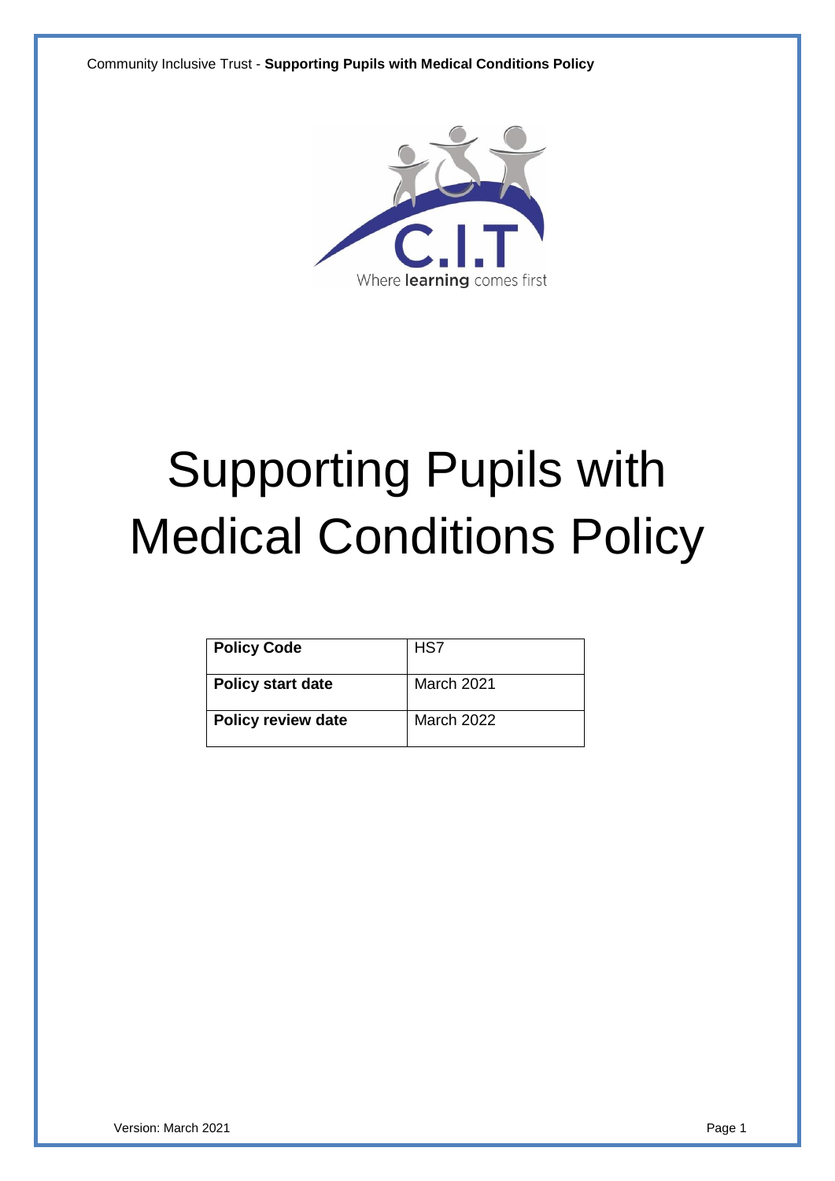Where **learning** comes first

# Supporting Pupils with Medical Conditions Policy

| **Policy Code** | HS7 |
|---|---|
| **Policy start date** | March 2021 |
| **Policy review date** | March 2022 |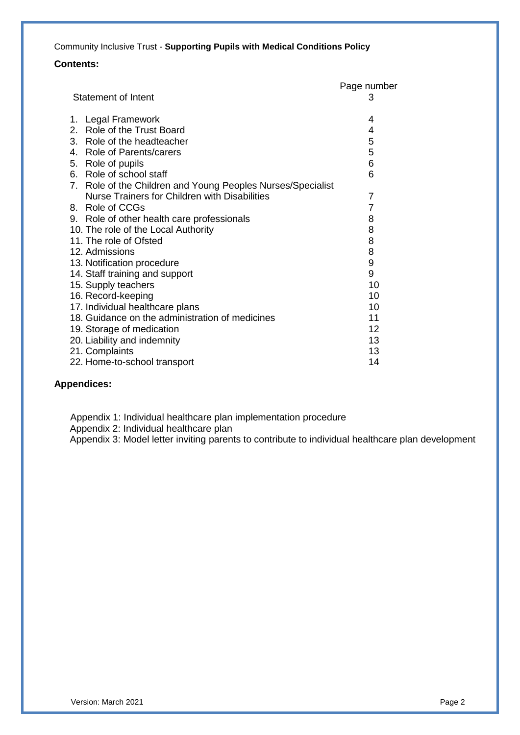Community Inclusive Trust - **Supporting Pupils with Medical Conditions Policy**

**Contents:**

| | Page number |
|---|---|
| Statement of Intent | 3 |
| 1. Legal Framework | 4 |
| 2. Role of the Trust Board | 4 |
| 3. Role of the headteacher | 5 |
| 4. Role of Parents/carers | 5 |
| 5. Role of pupils | 6 |
| 6. Role of school staff | 6 |
| 7. Role of the Children and Young Peoples Nurses/Specialist Nurse Trainers for Children with Disabilities | 7 |
| 8. Role of CCGs | 7 |
| 9. Role of other health care professionals | 8 |
| 10. The role of the Local Authority | 8 |
| 11. The role of Ofsted | 8 |
| 12. Admissions | 8 |
| 13. Notification procedure | 9 |
| 14. Staff training and support | 9 |
| 15. Supply teachers | 10 |
| 16. Record-keeping | 10 |
| 17. Individual healthcare plans | 10 |
| 18. Guidance on the administration of medicines | 11 |
| 19. Storage of medication | 12 |
| 20. Liability and indemnity | 13 |
| 21. Complaints | 13 |
| 22. Home-to-school transport | 14 |

**Appendices:**

Appendix 1: Individual healthcare plan implementation procedure
Appendix 2: Individual healthcare plan
Appendix 3: Model letter inviting parents to contribute to individual healthcare plan development

Version: March 2021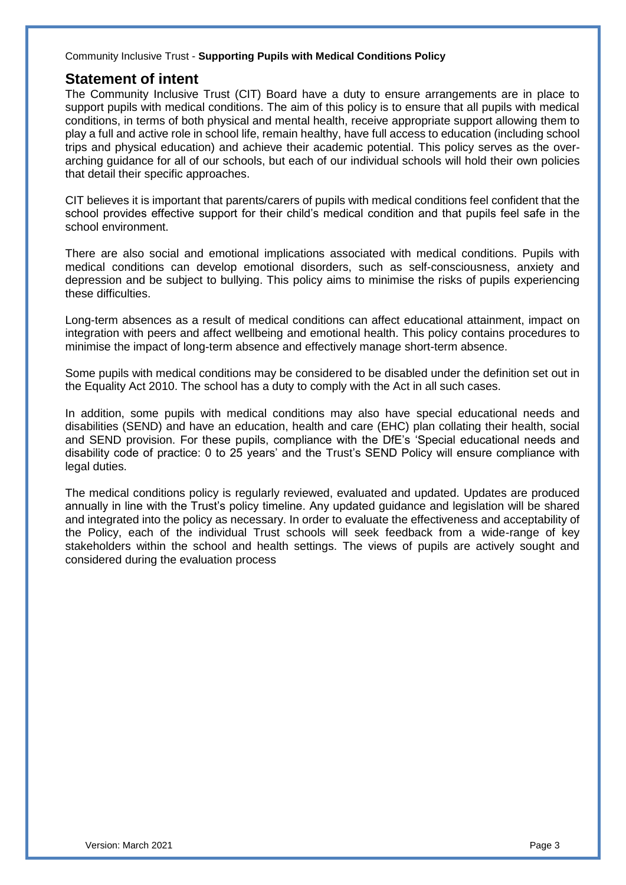## Statement of intent

The Community Inclusive Trust (CIT) Board have a duty to ensure arrangements are in place to support pupils with medical conditions. The aim of this policy is to ensure that all pupils with medical conditions, in terms of both physical and mental health, receive appropriate support allowing them to play a full and active role in school life, remain healthy, have full access to education (including school trips and physical education) and achieve their academic potential. This policy serves as the over-arching guidance for all of our schools, but each of our individual schools will hold their own policies that detail their specific approaches.

CIT believes it is important that parents/carers of pupils with medical conditions feel confident that the school provides effective support for their child's medical condition and that pupils feel safe in the school environment.

There are also social and emotional implications associated with medical conditions. Pupils with medical conditions can develop emotional disorders, such as self-consciousness, anxiety and depression and be subject to bullying. This policy aims to minimise the risks of pupils experiencing these difficulties.

Long-term absences as a result of medical conditions can affect educational attainment, impact on integration with peers and affect wellbeing and emotional health. This policy contains procedures to minimise the impact of long-term absence and effectively manage short-term absence.

Some pupils with medical conditions may be considered to be disabled under the definition set out in the Equality Act 2010. The school has a duty to comply with the Act in all such cases.

In addition, some pupils with medical conditions may also have special educational needs and disabilities (SEND) and have an education, health and care (EHC) plan collating their health, social and SEND provision. For these pupils, compliance with the DfE's 'Special educational needs and disability code of practice: 0 to 25 years' and the Trust's SEND Policy will ensure compliance with legal duties.

The medical conditions policy is regularly reviewed, evaluated and updated. Updates are produced annually in line with the Trust's policy timeline. Any updated guidance and legislation will be shared and integrated into the policy as necessary. In order to evaluate the effectiveness and acceptability of the Policy, each of the individual Trust schools will seek feedback from a wide-range of key stakeholders within the school and health settings. The views of pupils are actively sought and considered during the evaluation process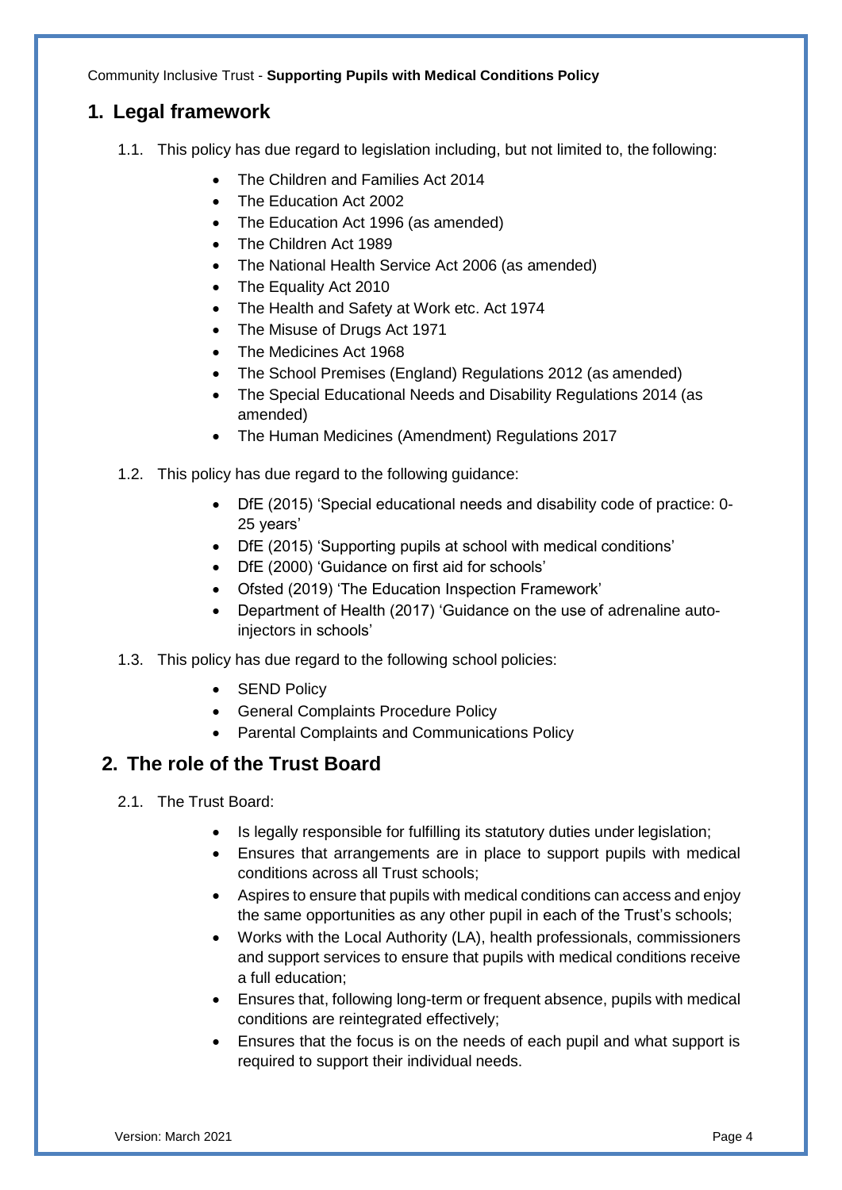## 1. Legal framework

1.1. This policy has due regard to legislation including, but not limited to, the following:

- The Children and Families Act 2014
- The Education Act 2002
- The Education Act 1996 (as amended)
- The Children Act 1989
- The National Health Service Act 2006 (as amended)
- The Equality Act 2010
- The Health and Safety at Work etc. Act 1974
- The Misuse of Drugs Act 1971
- The Medicines Act 1968
- The School Premises (England) Regulations 2012 (as amended)
- The Special Educational Needs and Disability Regulations 2014 (as amended)
- The Human Medicines (Amendment) Regulations 2017

1.2. This policy has due regard to the following guidance:

- DfE (2015) 'Special educational needs and disability code of practice: 0-25 years'
- DfE (2015) 'Supporting pupils at school with medical conditions'
- DfE (2000) 'Guidance on first aid for schools'
- Ofsted (2019) 'The Education Inspection Framework'
- Department of Health (2017) 'Guidance on the use of adrenaline auto-injectors in schools'

1.3. This policy has due regard to the following school policies:

- SEND Policy
- General Complaints Procedure Policy
- Parental Complaints and Communications Policy

## 2. The role of the Trust Board

2.1. The Trust Board:

- Is legally responsible for fulfilling its statutory duties under legislation;
- Ensures that arrangements are in place to support pupils with medical conditions across all Trust schools;
- Aspires to ensure that pupils with medical conditions can access and enjoy the same opportunities as any other pupil in each of the Trust's schools;
- Works with the Local Authority (LA), health professionals, commissioners and support services to ensure that pupils with medical conditions receive a full education;
- Ensures that, following long-term or frequent absence, pupils with medical conditions are reintegrated effectively;
- Ensures that the focus is on the needs of each pupil and what support is required to support their individual needs.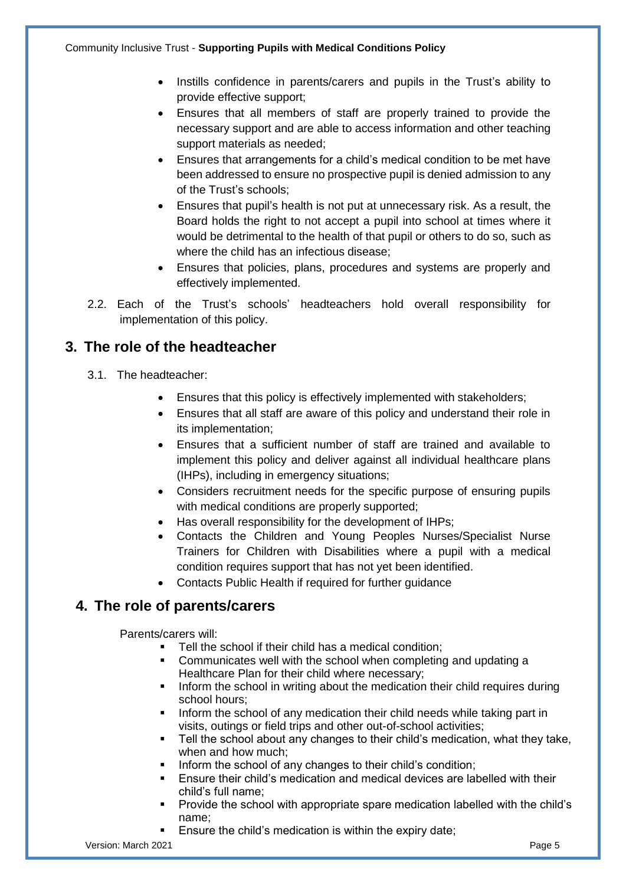- Instills confidence in parents/carers and pupils in the Trust's ability to provide effective support;
- Ensures that all members of staff are properly trained to provide the necessary support and are able to access information and other teaching support materials as needed;
- Ensures that arrangements for a child's medical condition to be met have been addressed to ensure no prospective pupil is denied admission to any of the Trust's schools;
- Ensures that pupil's health is not put at unnecessary risk. As a result, the Board holds the right to not accept a pupil into school at times where it would be detrimental to the health of that pupil or others to do so, such as where the child has an infectious disease;
- Ensures that policies, plans, procedures and systems are properly and effectively implemented.

2.2. Each of the Trust's schools' headteachers hold overall responsibility for implementation of this policy.

## 3. The role of the headteacher

3.1. The headteacher:

- Ensures that this policy is effectively implemented with stakeholders;
- Ensures that all staff are aware of this policy and understand their role in its implementation;
- Ensures that a sufficient number of staff are trained and available to implement this policy and deliver against all individual healthcare plans (IHPs), including in emergency situations;
- Considers recruitment needs for the specific purpose of ensuring pupils with medical conditions are properly supported;
- Has overall responsibility for the development of IHPs;
- Contacts the Children and Young Peoples Nurses/Specialist Nurse Trainers for Children with Disabilities where a pupil with a medical condition requires support that has not yet been identified.
- Contacts Public Health if required for further guidance

## 4. The role of parents/carers

Parents/carers will:

- Tell the school if their child has a medical condition;
- Communicates well with the school when completing and updating a Healthcare Plan for their child where necessary;
- Inform the school in writing about the medication their child requires during school hours;
- Inform the school of any medication their child needs while taking part in visits, outings or field trips and other out-of-school activities;
- Tell the school about any changes to their child's medication, what they take, when and how much;
- Inform the school of any changes to their child's condition;
- Ensure their child's medication and medical devices are labelled with their child's full name;
- Provide the school with appropriate spare medication labelled with the child's name;
- Ensure the child's medication is within the expiry date;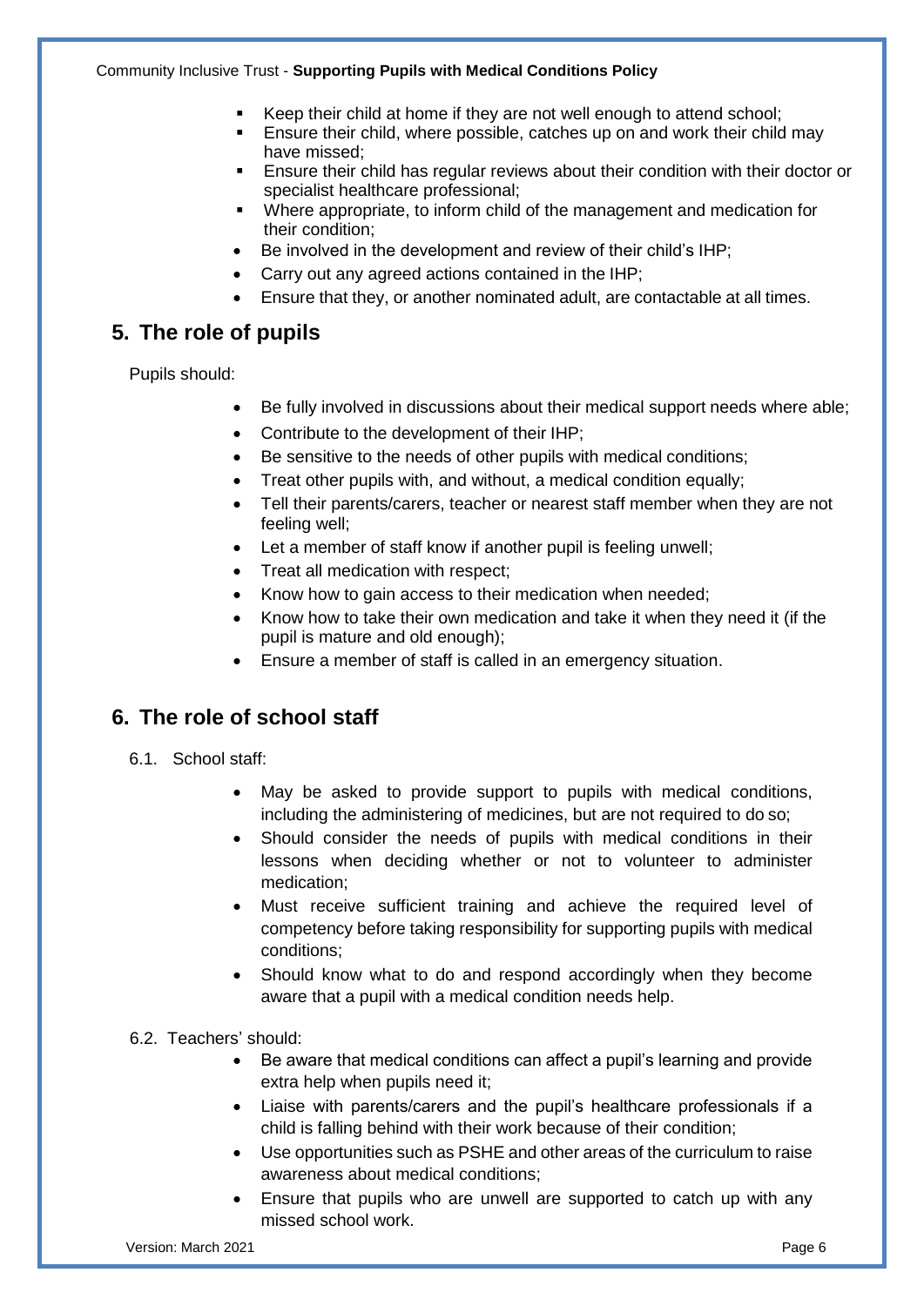- Keep their child at home if they are not well enough to attend school;
- Ensure their child, where possible, catches up on and work their child may have missed;
- Ensure their child has regular reviews about their condition with their doctor or specialist healthcare professional;
- Where appropriate, to inform child of the management and medication for their condition;
- Be involved in the development and review of their child's IHP;
- Carry out any agreed actions contained in the IHP;
- Ensure that they, or another nominated adult, are contactable at all times.

## 5. The role of pupils

Pupils should:

- Be fully involved in discussions about their medical support needs where able;
- Contribute to the development of their IHP;
- Be sensitive to the needs of other pupils with medical conditions;
- Treat other pupils with, and without, a medical condition equally;
- Tell their parents/carers, teacher or nearest staff member when they are not feeling well;
- Let a member of staff know if another pupil is feeling unwell;
- Treat all medication with respect;
- Know how to gain access to their medication when needed;
- Know how to take their own medication and take it when they need it (if the pupil is mature and old enough);
- Ensure a member of staff is called in an emergency situation.

## 6. The role of school staff

6.1. School staff:

- May be asked to provide support to pupils with medical conditions, including the administering of medicines, but are not required to do so;
- Should consider the needs of pupils with medical conditions in their lessons when deciding whether or not to volunteer to administer medication;
- Must receive sufficient training and achieve the required level of competency before taking responsibility for supporting pupils with medical conditions;
- Should know what to do and respond accordingly when they become aware that a pupil with a medical condition needs help.

6.2. Teachers' should:

- Be aware that medical conditions can affect a pupil's learning and provide extra help when pupils need it;
- Liaise with parents/carers and the pupil's healthcare professionals if a child is falling behind with their work because of their condition;
- Use opportunities such as PSHE and other areas of the curriculum to raise awareness about medical conditions;
- Ensure that pupils who are unwell are supported to catch up with any missed school work.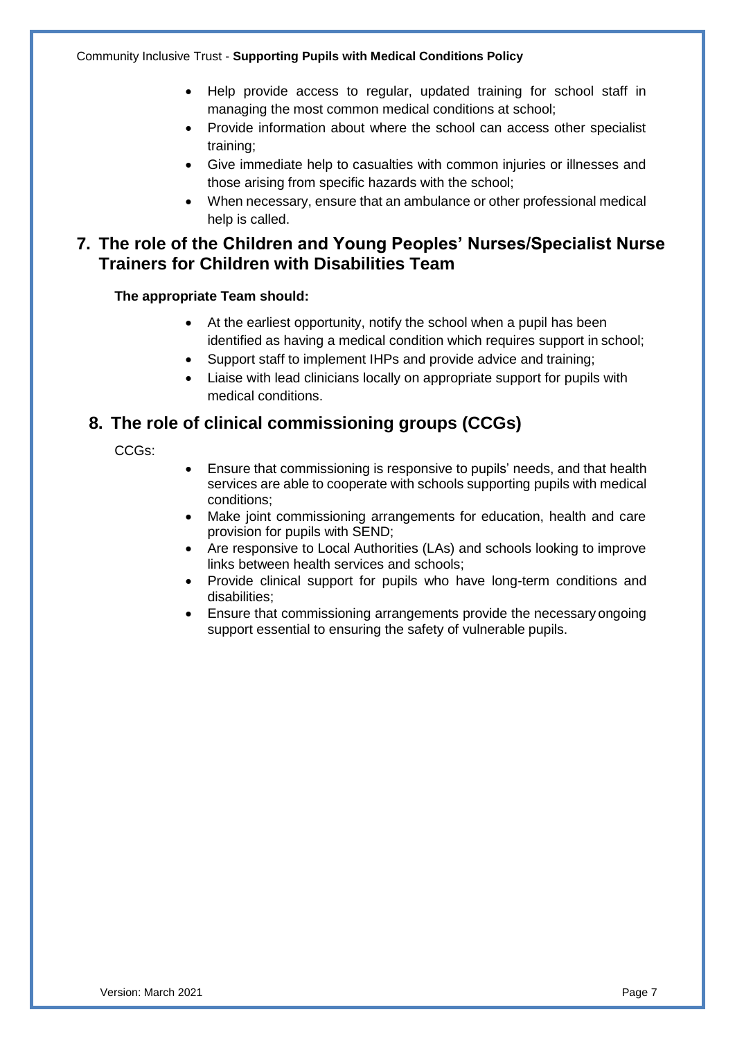- Help provide access to regular, updated training for school staff in managing the most common medical conditions at school;
- Provide information about where the school can access other specialist training;
- Give immediate help to casualties with common injuries or illnesses and those arising from specific hazards with the school;
- When necessary, ensure that an ambulance or other professional medical help is called.

## 7. The role of the Children and Young Peoples' Nurses/Specialist Nurse Trainers for Children with Disabilities Team

**The appropriate Team should:**

- At the earliest opportunity, notify the school when a pupil has been identified as having a medical condition which requires support in school;
- Support staff to implement IHPs and provide advice and training;
- Liaise with lead clinicians locally on appropriate support for pupils with medical conditions.

## 8. The role of clinical commissioning groups (CCGs)

CCGs:

- Ensure that commissioning is responsive to pupils' needs, and that health services are able to cooperate with schools supporting pupils with medical conditions;
- Make joint commissioning arrangements for education, health and care provision for pupils with SEND;
- Are responsive to Local Authorities (LAs) and schools looking to improve links between health services and schools;
- Provide clinical support for pupils who have long-term conditions and disabilities;
- Ensure that commissioning arrangements provide the necessary ongoing support essential to ensuring the safety of vulnerable pupils.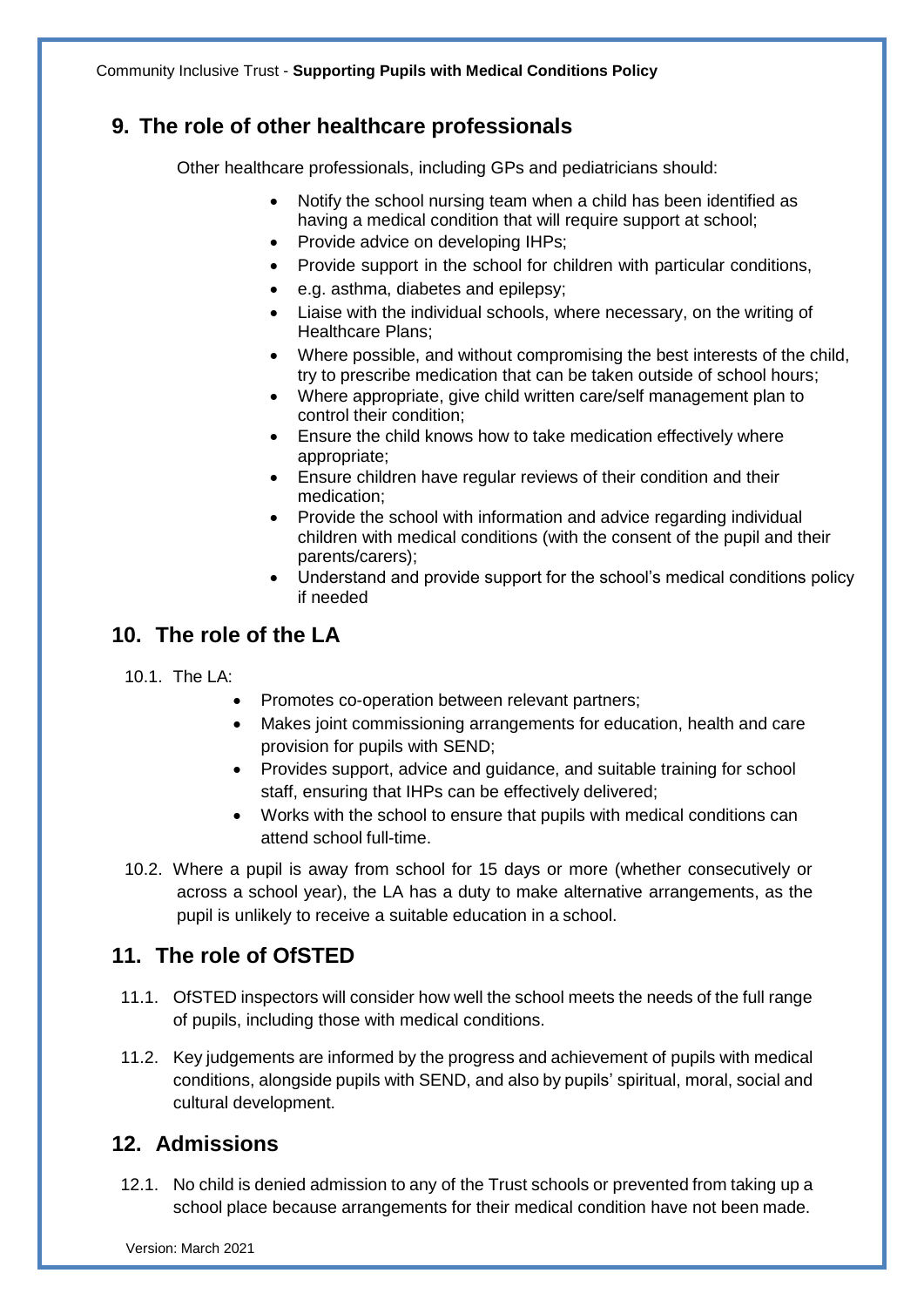## 9. The role of other healthcare professionals

Other healthcare professionals, including GPs and pediatricians should:

- Notify the school nursing team when a child has been identified as having a medical condition that will require support at school;
- Provide advice on developing IHPs;
- Provide support in the school for children with particular conditions,
- e.g. asthma, diabetes and epilepsy;
- Liaise with the individual schools, where necessary, on the writing of Healthcare Plans;
- Where possible, and without compromising the best interests of the child, try to prescribe medication that can be taken outside of school hours;
- Where appropriate, give child written care/self management plan to control their condition;
- Ensure the child knows how to take medication effectively where appropriate;
- Ensure children have regular reviews of their condition and their medication;
- Provide the school with information and advice regarding individual children with medical conditions (with the consent of the pupil and their parents/carers);
- Understand and provide support for the school's medical conditions policy if needed

## 10. The role of the LA

10.1. The LA:

- Promotes co-operation between relevant partners;
- Makes joint commissioning arrangements for education, health and care provision for pupils with SEND;
- Provides support, advice and guidance, and suitable training for school staff, ensuring that IHPs can be effectively delivered;
- Works with the school to ensure that pupils with medical conditions can attend school full-time.

10.2. Where a pupil is away from school for 15 days or more (whether consecutively or across a school year), the LA has a duty to make alternative arrangements, as the pupil is unlikely to receive a suitable education in a school.

## 11. The role of OfSTED

11.1. OfSTED inspectors will consider how well the school meets the needs of the full range of pupils, including those with medical conditions.

11.2. Key judgements are informed by the progress and achievement of pupils with medical conditions, alongside pupils with SEND, and also by pupils' spiritual, moral, social and cultural development.

## 12. Admissions

12.1. No child is denied admission to any of the Trust schools or prevented from taking up a school place because arrangements for their medical condition have not been made.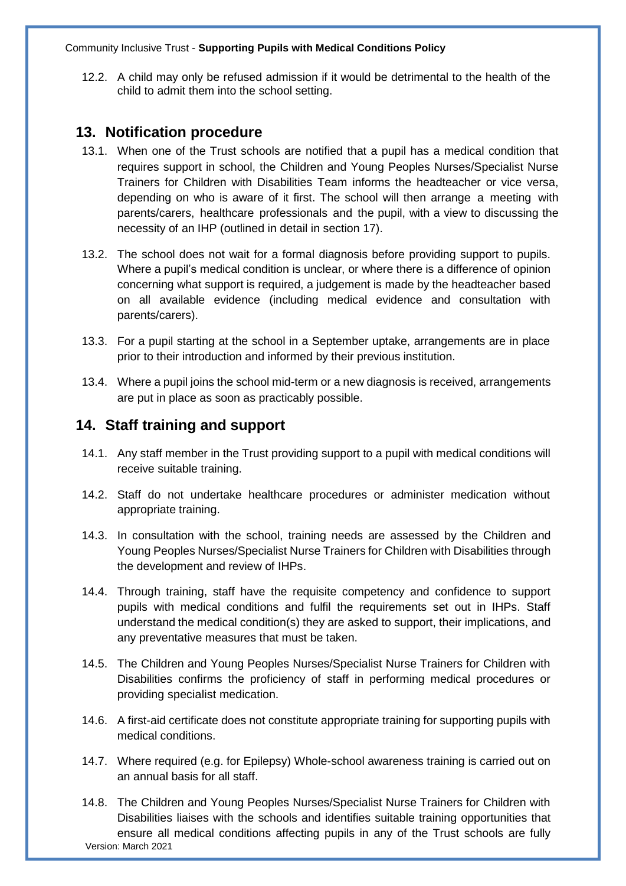12.2. A child may only be refused admission if it would be detrimental to the health of the child to admit them into the school setting.

## 13. Notification procedure

13.1. When one of the Trust schools are notified that a pupil has a medical condition that requires support in school, the Children and Young Peoples Nurses/Specialist Nurse Trainers for Children with Disabilities Team informs the headteacher or vice versa, depending on who is aware of it first. The school will then arrange a meeting with parents/carers, healthcare professionals and the pupil, with a view to discussing the necessity of an IHP (outlined in detail in section 17).

13.2. The school does not wait for a formal diagnosis before providing support to pupils. Where a pupil's medical condition is unclear, or where there is a difference of opinion concerning what support is required, a judgement is made by the headteacher based on all available evidence (including medical evidence and consultation with parents/carers).

13.3. For a pupil starting at the school in a September uptake, arrangements are in place prior to their introduction and informed by their previous institution.

13.4. Where a pupil joins the school mid-term or a new diagnosis is received, arrangements are put in place as soon as practicably possible.

## 14. Staff training and support

14.1. Any staff member in the Trust providing support to a pupil with medical conditions will receive suitable training.

14.2. Staff do not undertake healthcare procedures or administer medication without appropriate training.

14.3. In consultation with the school, training needs are assessed by the Children and Young Peoples Nurses/Specialist Nurse Trainers for Children with Disabilities through the development and review of IHPs.

14.4. Through training, staff have the requisite competency and confidence to support pupils with medical conditions and fulfil the requirements set out in IHPs. Staff understand the medical condition(s) they are asked to support, their implications, and any preventative measures that must be taken.

14.5. The Children and Young Peoples Nurses/Specialist Nurse Trainers for Children with Disabilities confirms the proficiency of staff in performing medical procedures or providing specialist medication.

14.6. A first-aid certificate does not constitute appropriate training for supporting pupils with medical conditions.

14.7. Where required (e.g. for Epilepsy) Whole-school awareness training is carried out on an annual basis for all staff.

14.8. The Children and Young Peoples Nurses/Specialist Nurse Trainers for Children with Disabilities liaises with the schools and identifies suitable training opportunities that ensure all medical conditions affecting pupils in any of the Trust schools are fully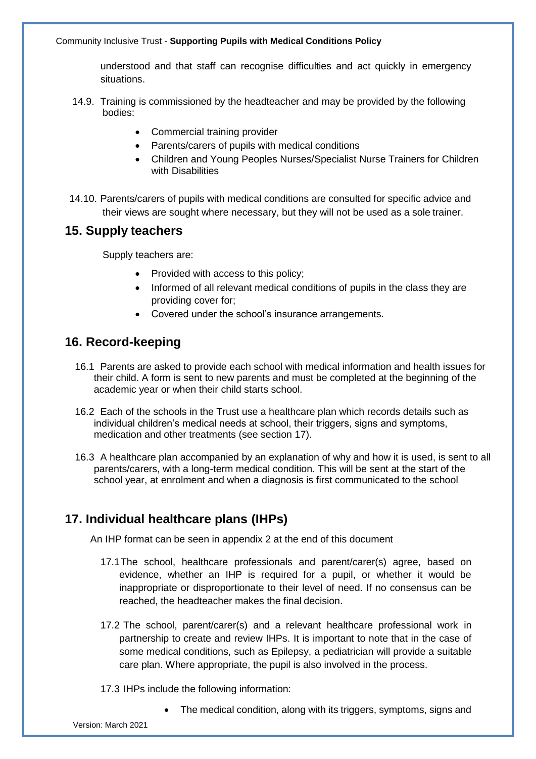understood and that staff can recognise difficulties and act quickly in emergency situations.

14.9. Training is commissioned by the headteacher and may be provided by the following bodies:

- Commercial training provider
- Parents/carers of pupils with medical conditions
- Children and Young Peoples Nurses/Specialist Nurse Trainers for Children with Disabilities

14.10. Parents/carers of pupils with medical conditions are consulted for specific advice and their views are sought where necessary, but they will not be used as a sole trainer.

## 15. Supply teachers

Supply teachers are:

- Provided with access to this policy;
- Informed of all relevant medical conditions of pupils in the class they are providing cover for;
- Covered under the school's insurance arrangements.

## 16. Record-keeping

16.1 Parents are asked to provide each school with medical information and health issues for their child. A form is sent to new parents and must be completed at the beginning of the academic year or when their child starts school.

16.2 Each of the schools in the Trust use a healthcare plan which records details such as individual children's medical needs at school, their triggers, signs and symptoms, medication and other treatments (see section 17).

16.3 A healthcare plan accompanied by an explanation of why and how it is used, is sent to all parents/carers, with a long-term medical condition. This will be sent at the start of the school year, at enrolment and when a diagnosis is first communicated to the school

## 17. Individual healthcare plans (IHPs)

An IHP format can be seen in appendix 2 at the end of this document

17.1 The school, healthcare professionals and parent/carer(s) agree, based on evidence, whether an IHP is required for a pupil, or whether it would be inappropriate or disproportionate to their level of need. If no consensus can be reached, the headteacher makes the final decision.

17.2 The school, parent/carer(s) and a relevant healthcare professional work in partnership to create and review IHPs. It is important to note that in the case of some medical conditions, such as Epilepsy, a pediatrician will provide a suitable care plan. Where appropriate, the pupil is also involved in the process.

17.3 IHPs include the following information:

- The medical condition, along with its triggers, symptoms, signs and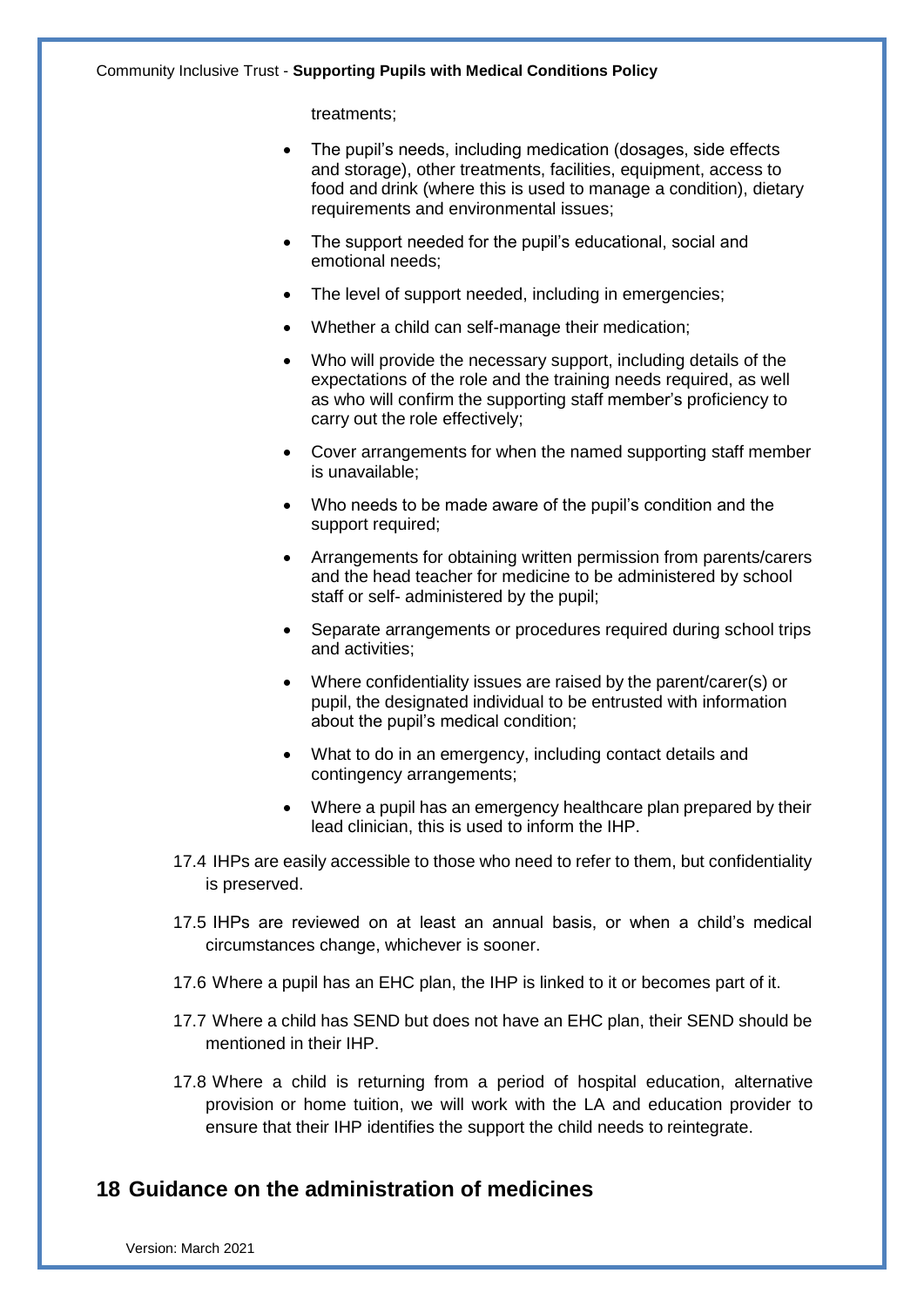treatments;

- The pupil's needs, including medication (dosages, side effects and storage), other treatments, facilities, equipment, access to food and drink (where this is used to manage a condition), dietary requirements and environmental issues;
- The support needed for the pupil's educational, social and emotional needs;
- The level of support needed, including in emergencies;
- Whether a child can self-manage their medication;
- Who will provide the necessary support, including details of the expectations of the role and the training needs required, as well as who will confirm the supporting staff member's proficiency to carry out the role effectively;
- Cover arrangements for when the named supporting staff member is unavailable;
- Who needs to be made aware of the pupil's condition and the support required;
- Arrangements for obtaining written permission from parents/carers and the head teacher for medicine to be administered by school staff or self- administered by the pupil;
- Separate arrangements or procedures required during school trips and activities;
- Where confidentiality issues are raised by the parent/carer(s) or pupil, the designated individual to be entrusted with information about the pupil's medical condition;
- What to do in an emergency, including contact details and contingency arrangements;
- Where a pupil has an emergency healthcare plan prepared by their lead clinician, this is used to inform the IHP.

17.4 IHPs are easily accessible to those who need to refer to them, but confidentiality is preserved.

17.5 IHPs are reviewed on at least an annual basis, or when a child's medical circumstances change, whichever is sooner.

17.6 Where a pupil has an EHC plan, the IHP is linked to it or becomes part of it.

17.7 Where a child has SEND but does not have an EHC plan, their SEND should be mentioned in their IHP.

17.8 Where a child is returning from a period of hospital education, alternative provision or home tuition, we will work with the LA and education provider to ensure that their IHP identifies the support the child needs to reintegrate.

## 18 Guidance on the administration of medicines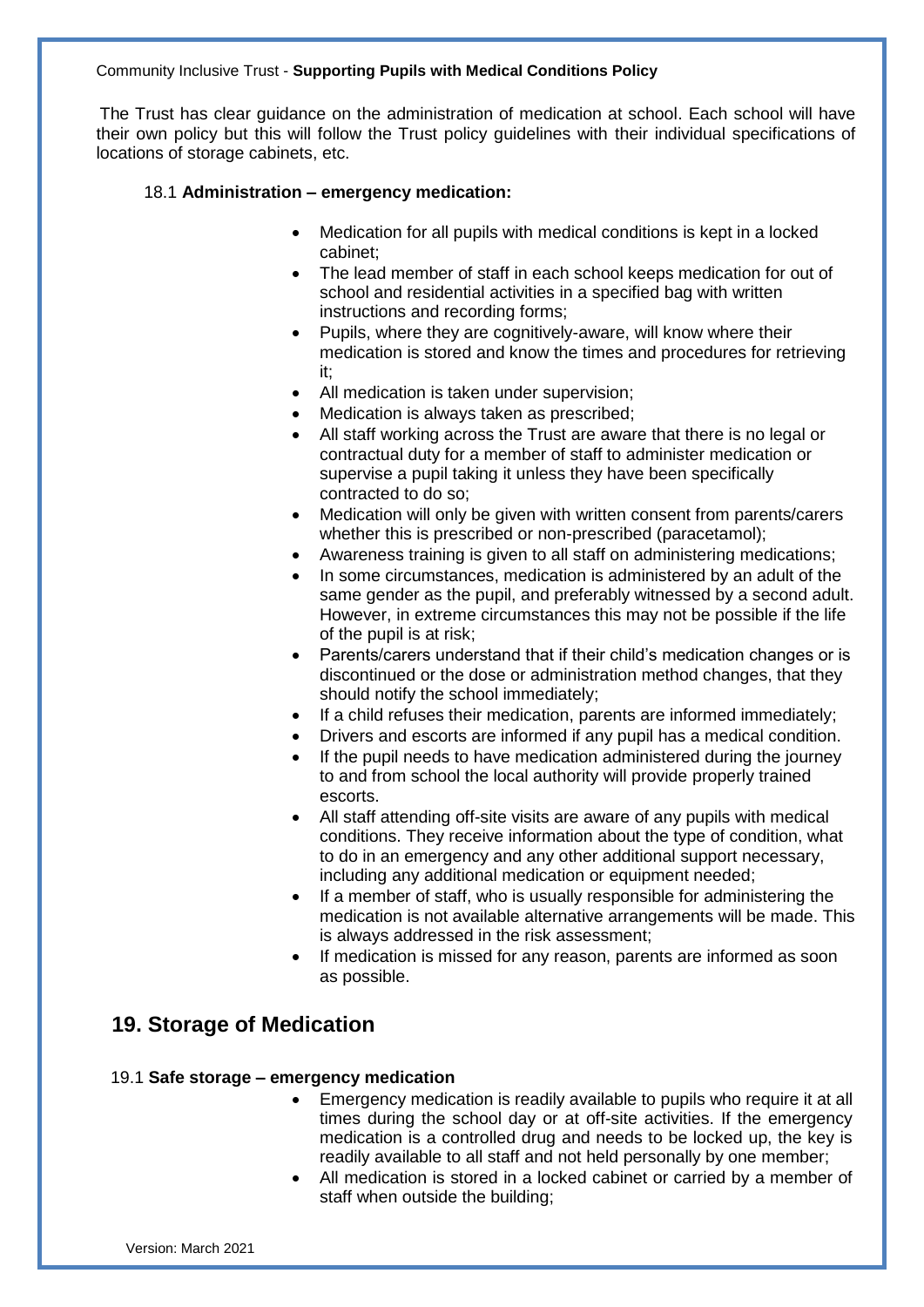The Trust has clear guidance on the administration of medication at school. Each school will have their own policy but this will follow the Trust policy guidelines with their individual specifications of locations of storage cabinets, etc.

### 18.1 **Administration – emergency medication:**

- Medication for all pupils with medical conditions is kept in a locked cabinet;
- The lead member of staff in each school keeps medication for out of school and residential activities in a specified bag with written instructions and recording forms;
- Pupils, where they are cognitively-aware, will know where their medication is stored and know the times and procedures for retrieving it;
- All medication is taken under supervision;
- Medication is always taken as prescribed;
- All staff working across the Trust are aware that there is no legal or contractual duty for a member of staff to administer medication or supervise a pupil taking it unless they have been specifically contracted to do so;
- Medication will only be given with written consent from parents/carers whether this is prescribed or non-prescribed (paracetamol);
- Awareness training is given to all staff on administering medications;
- In some circumstances, medication is administered by an adult of the same gender as the pupil, and preferably witnessed by a second adult. However, in extreme circumstances this may not be possible if the life of the pupil is at risk;
- Parents/carers understand that if their child's medication changes or is discontinued or the dose or administration method changes, that they should notify the school immediately;
- If a child refuses their medication, parents are informed immediately;
- Drivers and escorts are informed if any pupil has a medical condition.
- If the pupil needs to have medication administered during the journey to and from school the local authority will provide properly trained escorts.
- All staff attending off-site visits are aware of any pupils with medical conditions. They receive information about the type of condition, what to do in an emergency and any other additional support necessary, including any additional medication or equipment needed;
- If a member of staff, who is usually responsible for administering the medication is not available alternative arrangements will be made. This is always addressed in the risk assessment;
- If medication is missed for any reason, parents are informed as soon as possible.

## 19. Storage of Medication

### 19.1 **Safe storage – emergency medication**

- Emergency medication is readily available to pupils who require it at all times during the school day or at off-site activities. If the emergency medication is a controlled drug and needs to be locked up, the key is readily available to all staff and not held personally by one member;
- All medication is stored in a locked cabinet or carried by a member of staff when outside the building;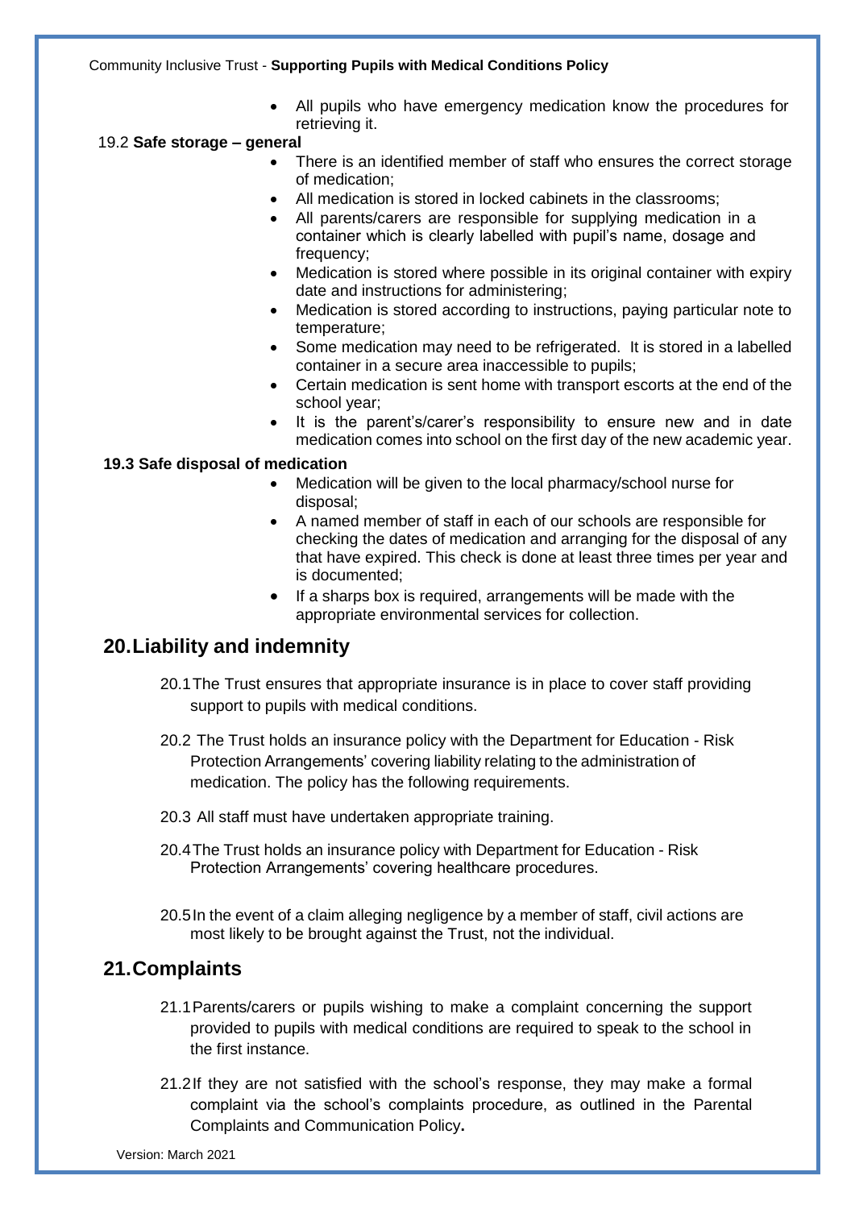- All pupils who have emergency medication know the procedures for retrieving it.

19.2 **Safe storage – general**

- There is an identified member of staff who ensures the correct storage of medication;
- All medication is stored in locked cabinets in the classrooms;
- All parents/carers are responsible for supplying medication in a container which is clearly labelled with pupil's name, dosage and frequency;
- Medication is stored where possible in its original container with expiry date and instructions for administering;
- Medication is stored according to instructions, paying particular note to temperature;
- Some medication may need to be refrigerated. It is stored in a labelled container in a secure area inaccessible to pupils;
- Certain medication is sent home with transport escorts at the end of the school year;
- It is the parent's/carer's responsibility to ensure new and in date medication comes into school on the first day of the new academic year.

**19.3 Safe disposal of medication**

- Medication will be given to the local pharmacy/school nurse for disposal;
- A named member of staff in each of our schools are responsible for checking the dates of medication and arranging for the disposal of any that have expired. This check is done at least three times per year and is documented;
- If a sharps box is required, arrangements will be made with the appropriate environmental services for collection.

## 20. Liability and indemnity

20.1 The Trust ensures that appropriate insurance is in place to cover staff providing support to pupils with medical conditions.

20.2 The Trust holds an insurance policy with the Department for Education - Risk Protection Arrangements' covering liability relating to the administration of medication. The policy has the following requirements.

20.3 All staff must have undertaken appropriate training.

20.4 The Trust holds an insurance policy with Department for Education - Risk Protection Arrangements' covering healthcare procedures.

20.5 In the event of a claim alleging negligence by a member of staff, civil actions are most likely to be brought against the Trust, not the individual.

## 21. Complaints

21.1 Parents/carers or pupils wishing to make a complaint concerning the support provided to pupils with medical conditions are required to speak to the school in the first instance.

21.2 If they are not satisfied with the school's response, they may make a formal complaint via the school's complaints procedure, as outlined in the Parental Complaints and Communication Policy**.**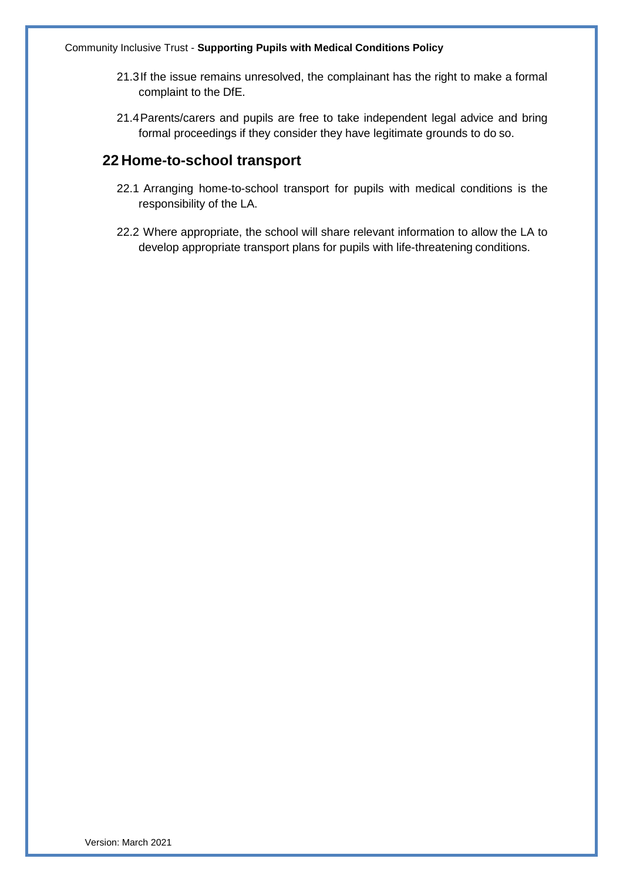21.3 If the issue remains unresolved, the complainant has the right to make a formal complaint to the DfE.

21.4 Parents/carers and pupils are free to take independent legal advice and bring formal proceedings if they consider they have legitimate grounds to do so.

## 22 Home-to-school transport

22.1 Arranging home-to-school transport for pupils with medical conditions is the responsibility of the LA.

22.2 Where appropriate, the school will share relevant information to allow the LA to develop appropriate transport plans for pupils with life-threatening conditions.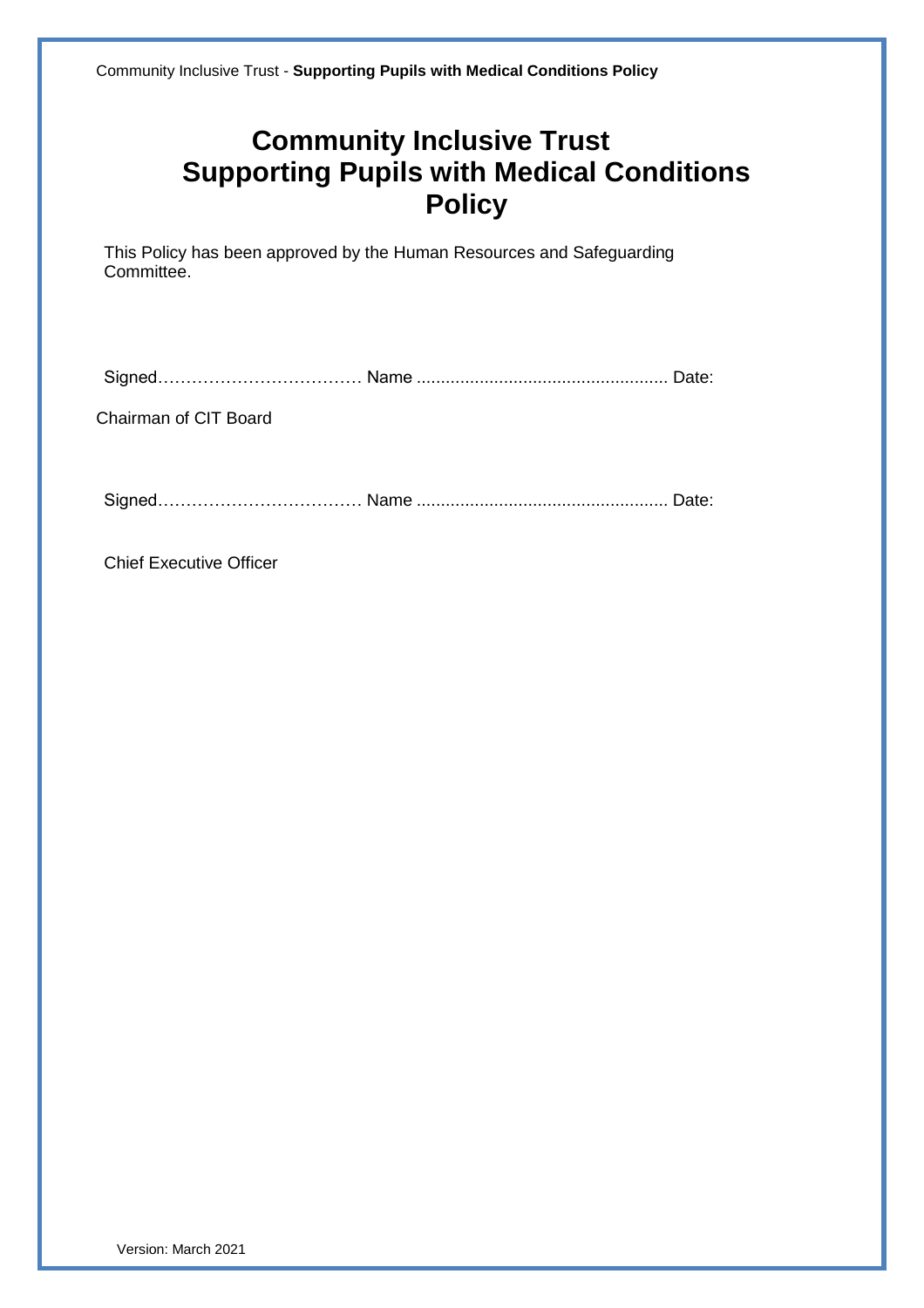# Community Inclusive Trust
# Supporting Pupils with Medical Conditions Policy

This Policy has been approved by the Human Resources and Safeguarding Committee.

Signed……………………………… Name .................................................... Date:

Chairman of CIT Board

Signed……………………………… Name .................................................... Date:

Chief Executive Officer

Version: March 2021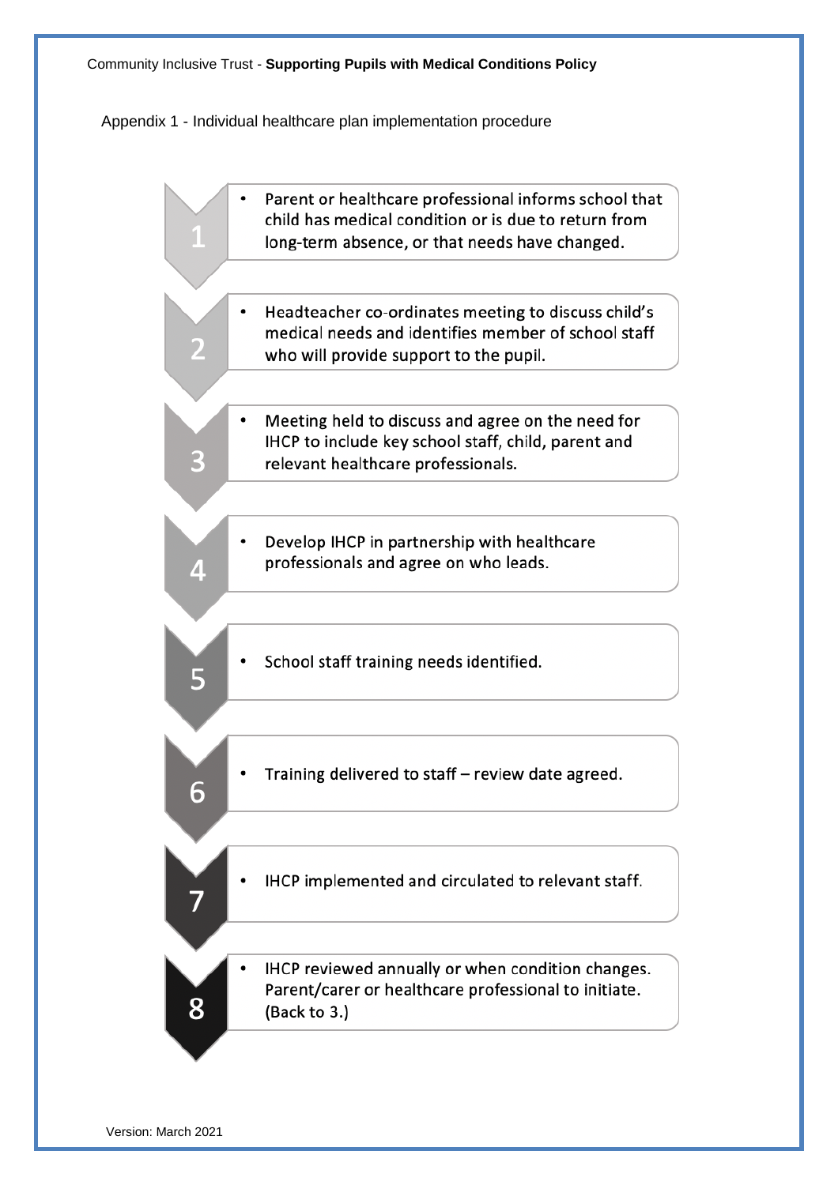Appendix 1 - Individual healthcare plan implementation procedure

1. Parent or healthcare professional informs school that child has medical condition or is due to return from long-term absence, or that needs have changed.

2. Headteacher co-ordinates meeting to discuss child's medical needs and identifies member of school staff who will provide support to the pupil.

3. Meeting held to discuss and agree on the need for IHCP to include key school staff, child, parent and relevant healthcare professionals.

4. Develop IHCP in partnership with healthcare professionals and agree on who leads.

5. School staff training needs identified.

6. Training delivered to staff – review date agreed.

7. IHCP implemented and circulated to relevant staff.

8. IHCP reviewed annually or when condition changes. Parent/carer or healthcare professional to initiate. (Back to 3.)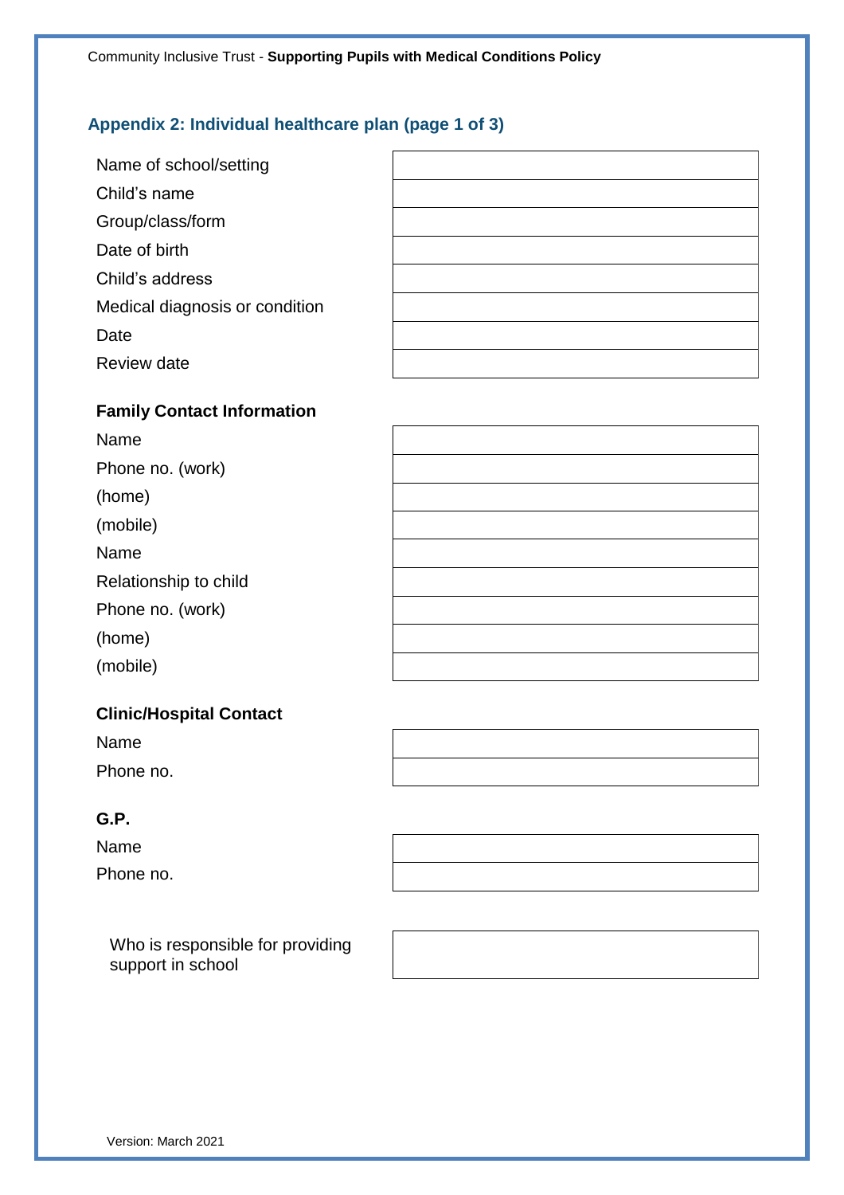## Appendix 2: Individual healthcare plan (page 1 of 3)

| | |
|---|---|
| Name of school/setting | |
| Child's name | |
| Group/class/form | |
| Date of birth | |
| Child's address | |
| Medical diagnosis or condition | |
| Date | |
| Review date | |

**Family Contact Information**

| | |
|---|---|
| Name | |
| Phone no. (work) | |
| (home) | |
| (mobile) | |
| Name | |
| Relationship to child | |
| Phone no. (work) | |
| (home) | |
| (mobile) | |

**Clinic/Hospital Contact**

| | |
|---|---|
| Name | |
| Phone no. | |

**G.P.**

| | |
|---|---|
| Name | |
| Phone no. | |

| | |
|---|---|
| Who is responsible for providing support in school | |

Version: March 2021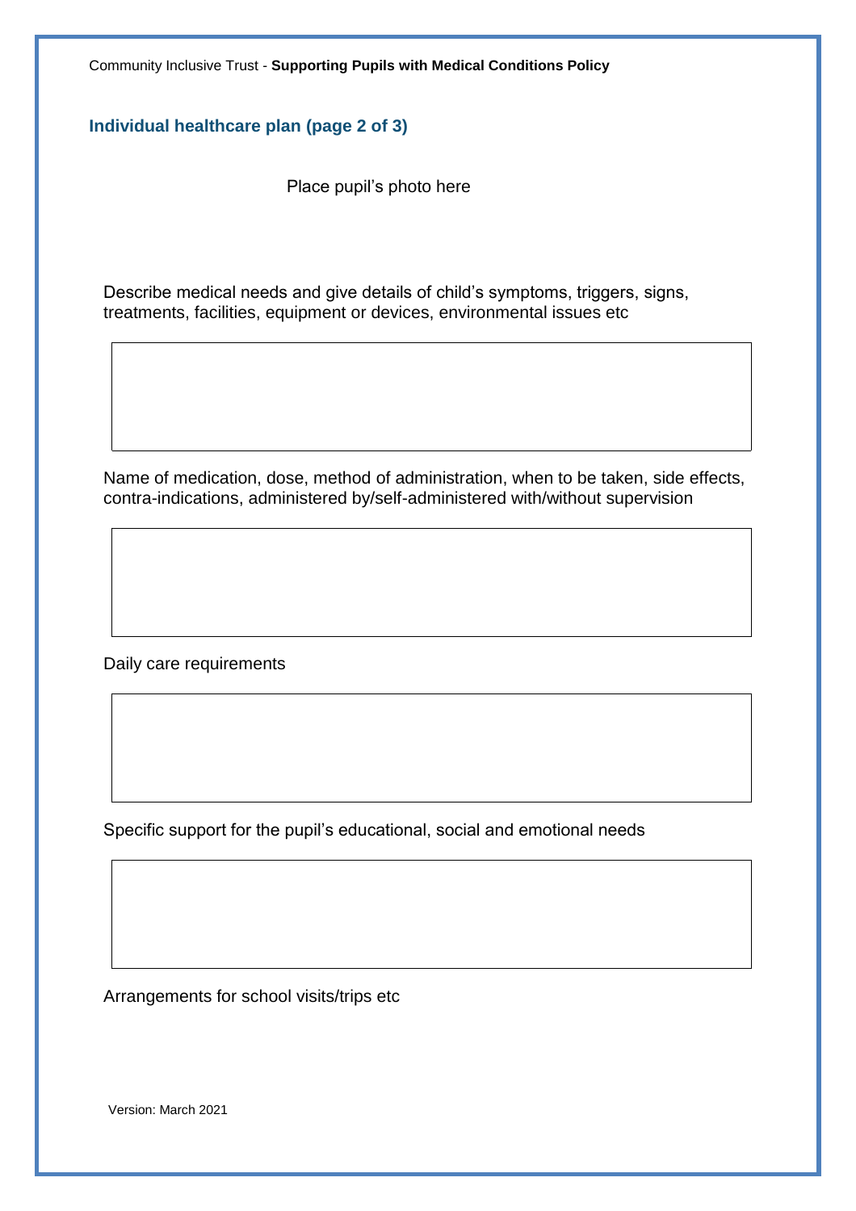## Individual healthcare plan (page 2 of 3)

Place pupil's photo here

Describe medical needs and give details of child's symptoms, triggers, signs, treatments, facilities, equipment or devices, environmental issues etc

|  |
|---|
|  |

Name of medication, dose, method of administration, when to be taken, side effects, contra-indications, administered by/self-administered with/without supervision

|  |
|---|
|  |

Daily care requirements

|  |
|---|
|  |

Specific support for the pupil's educational, social and emotional needs

|  |
|---|
|  |

Arrangements for school visits/trips etc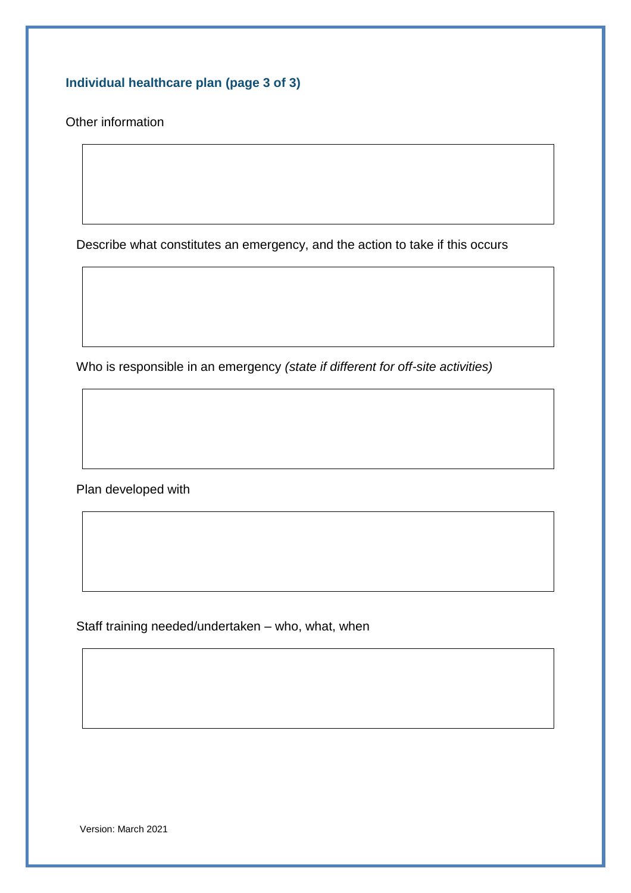### Individual healthcare plan (page 3 of 3)

Other information

Describe what constitutes an emergency, and the action to take if this occurs

Who is responsible in an emergency *(state if different for off-site activities)*

Plan developed with

Staff training needed/undertaken – who, what, when

Version: March 2021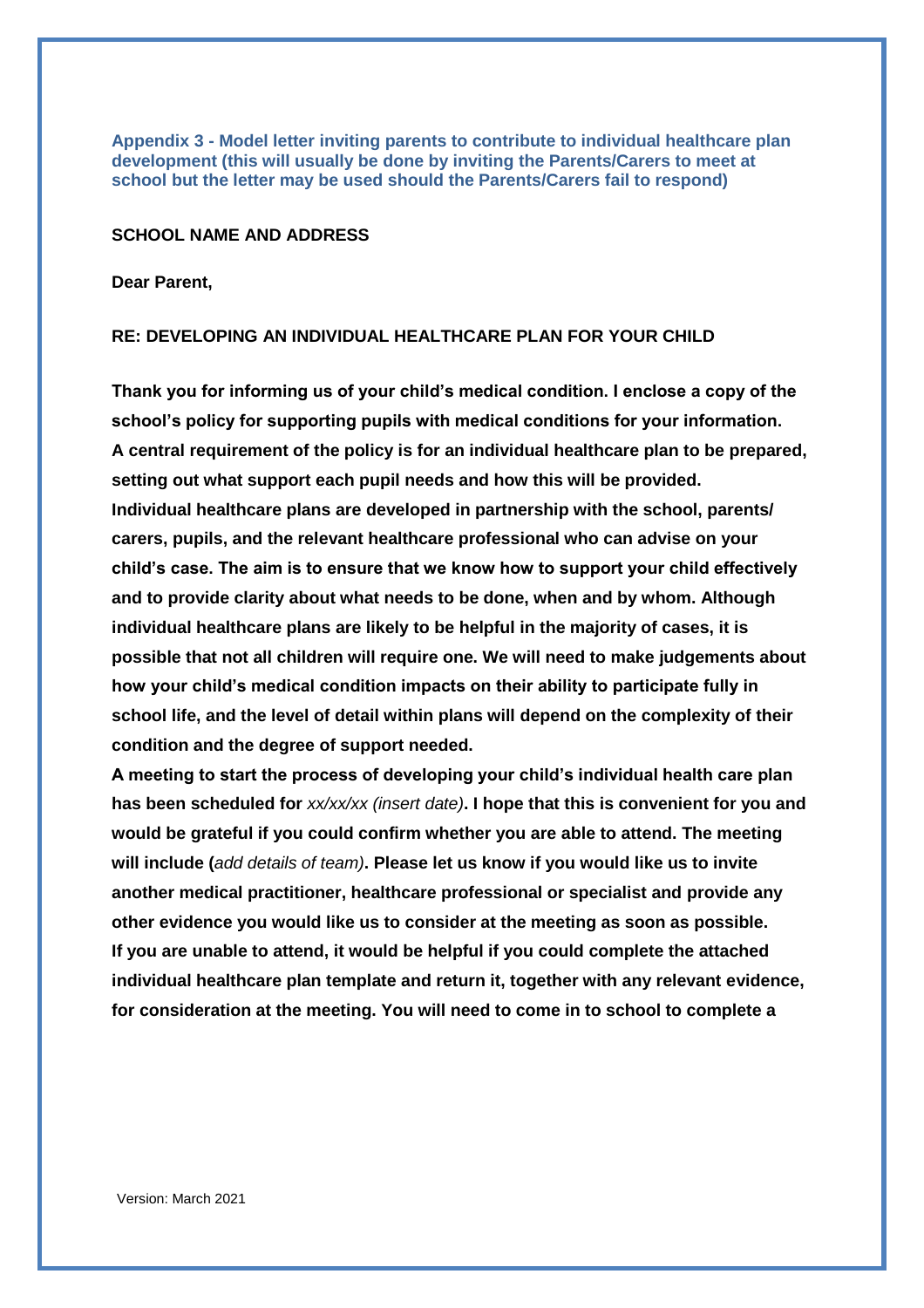### Appendix 3 - Model letter inviting parents to contribute to individual healthcare plan development (this will usually be done by inviting the Parents/Carers to meet at school but the letter may be used should the Parents/Carers fail to respond)

**SCHOOL NAME AND ADDRESS**

**Dear Parent,**

**RE: DEVELOPING AN INDIVIDUAL HEALTHCARE PLAN FOR YOUR CHILD**

**Thank you for informing us of your child's medical condition. I enclose a copy of the school's policy for supporting pupils with medical conditions for your information. A central requirement of the policy is for an individual healthcare plan to be prepared, setting out what support each pupil needs and how this will be provided. Individual healthcare plans are developed in partnership with the school, parents/ carers, pupils, and the relevant healthcare professional who can advise on your child's case. The aim is to ensure that we know how to support your child effectively and to provide clarity about what needs to be done, when and by whom. Although individual healthcare plans are likely to be helpful in the majority of cases, it is possible that not all children will require one. We will need to make judgements about how your child's medical condition impacts on their ability to participate fully in school life, and the level of detail within plans will depend on the complexity of their condition and the degree of support needed.**

**A meeting to start the process of developing your child's individual health care plan has been scheduled for** *xx/xx/xx (insert date)***. I hope that this is convenient for you and would be grateful if you could confirm whether you are able to attend. The meeting will include (***add details of team)***. Please let us know if you would like us to invite another medical practitioner, healthcare professional or specialist and provide any other evidence you would like us to consider at the meeting as soon as possible.**

**If you are unable to attend, it would be helpful if you could complete the attached individual healthcare plan template and return it, together with any relevant evidence, for consideration at the meeting. You will need to come in to school to complete a**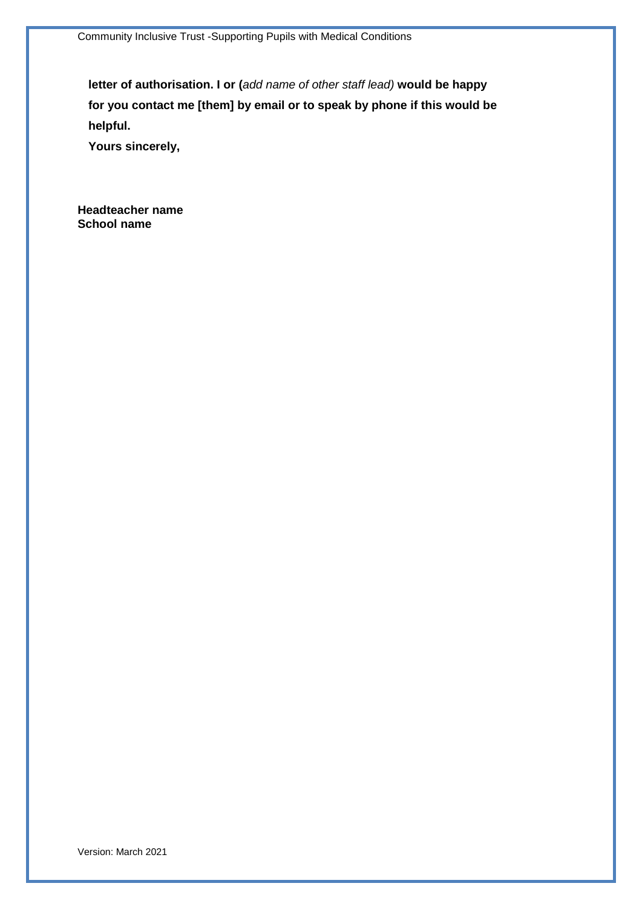**letter of authorisation. I or (***add name of other staff lead)* **would be happy for you contact me [them] by email or to speak by phone if this would be helpful.**

**Yours sincerely,**

**Headteacher name**
**School name**